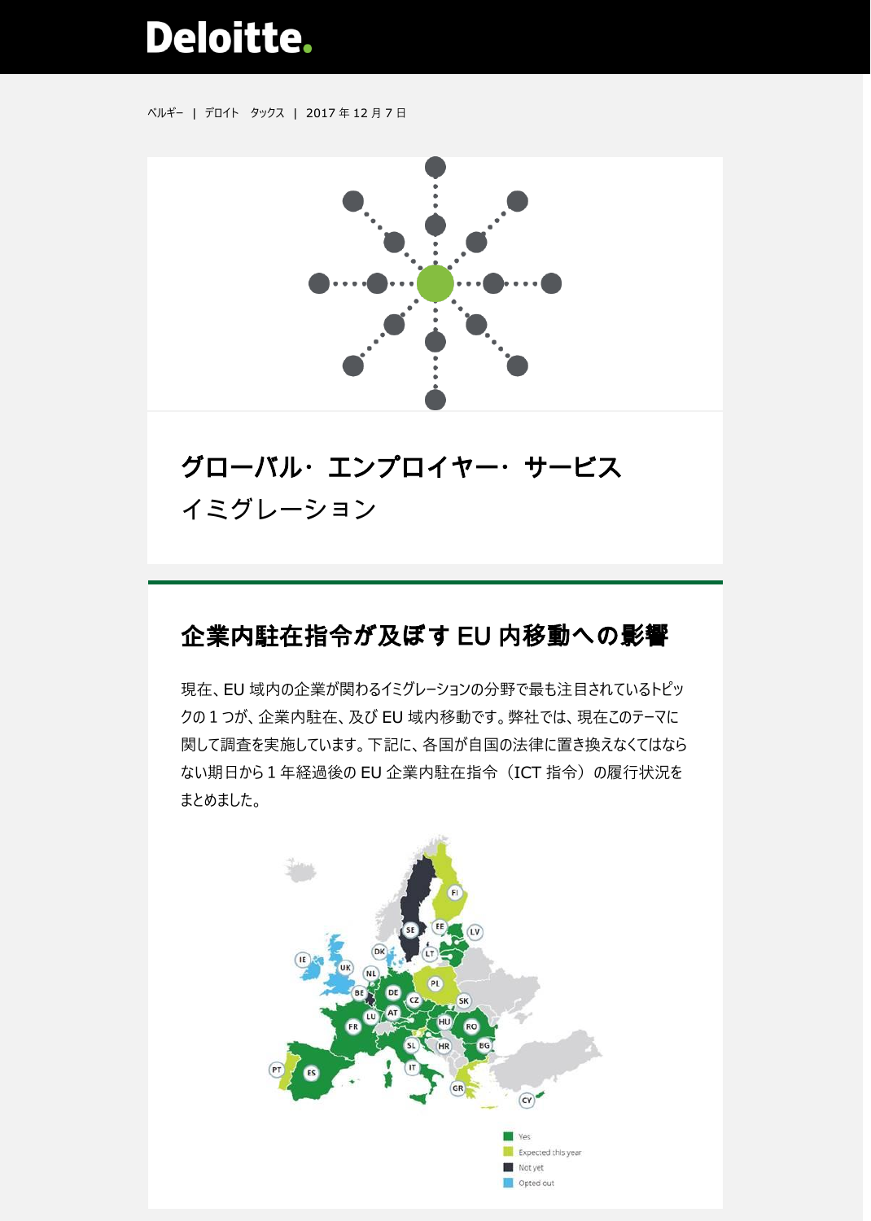Deloitte.

ベルギー | デロイト タックス | 2017 年 12 月 7 日

# グローバル・エンプロイヤー・サービス
イミグレーション

## 企業内駐在指令が及ぼす EU 内移動への影響

現在、EU 域内の企業が関わるイミグレーションの分野で最も注目されているトピックの 1 つが、企業内駐在、及び EU 域内移動です。弊社では、現在このテーマに関して調査を実施しています。下記に、各国が自国の法律に置き換えなくてはならない期日から 1 年経過後の EU 企業内駐在指令（ICT 指令）の履行状況をまとめました。

Yes
Expected this year
Not yet
Opted out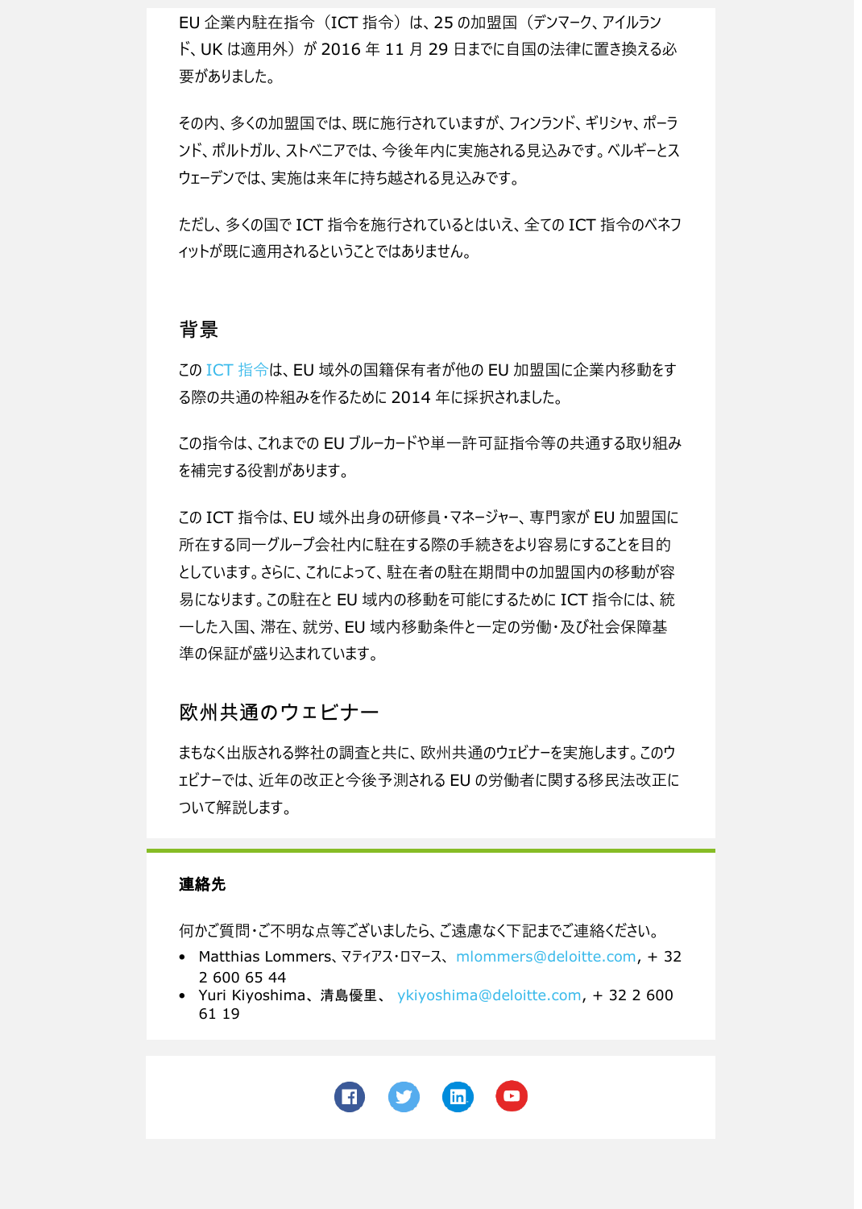EU 企業内駐在指令（ICT 指令）は、25 の加盟国（デンマーク、アイルランド、UK は適用外）が 2016 年 11 月 29 日までに自国の法律に置き換える必要がありました。

その内、多くの加盟国では、既に施行されていますが、フィンランド、ギリシャ、ポーランド、ポルトガル、ストベニアでは、今後年内に実施される見込みです。ベルギーとスウェーデンでは、実施は来年に持ち越される見込みです。

ただし、多くの国で ICT 指令を施行されているとはいえ、全ての ICT 指令のベネフィットが既に適用されるということではありません。

## 背景

この ICT 指令は、EU 域外の国籍保有者が他の EU 加盟国に企業内移動をする際の共通の枠組みを作るために 2014 年に採択されました。

この指令は、これまでの EU ブルーカードや単一許可証指令等の共通する取り組みを補完する役割があります。

この ICT 指令は、EU 域外出身の研修員・マネージャー、専門家が EU 加盟国に所在する同一グループ会社内に駐在する際の手続きをより容易にすることを目的としています。さらに、これによって、駐在者の駐在期間中の加盟国内の移動が容易になります。この駐在と EU 域内の移動を可能にするために ICT 指令には、統一した入国、滞在、就労、EU 域内移動条件と一定の労働・及び社会保障基準の保証が盛り込まれています。

## 欧州共通のウェビナー

まもなく出版される弊社の調査と共に、欧州共通のウェビナーを実施します。このウェビナーでは、近年の改正と今後予測される EU の労働者に関する移民法改正について解説します。

**連絡先**

何かご質問・ご不明な点等ございましたら、ご遠慮なく下記までご連絡ください。

- Matthias Lommers、マティアス・ロマース、mlommers@deloitte.com, + 32 2 600 65 44
- Yuri Kiyoshima、清島優里、 ykiyoshima@deloitte.com, + 32 2 600 61 19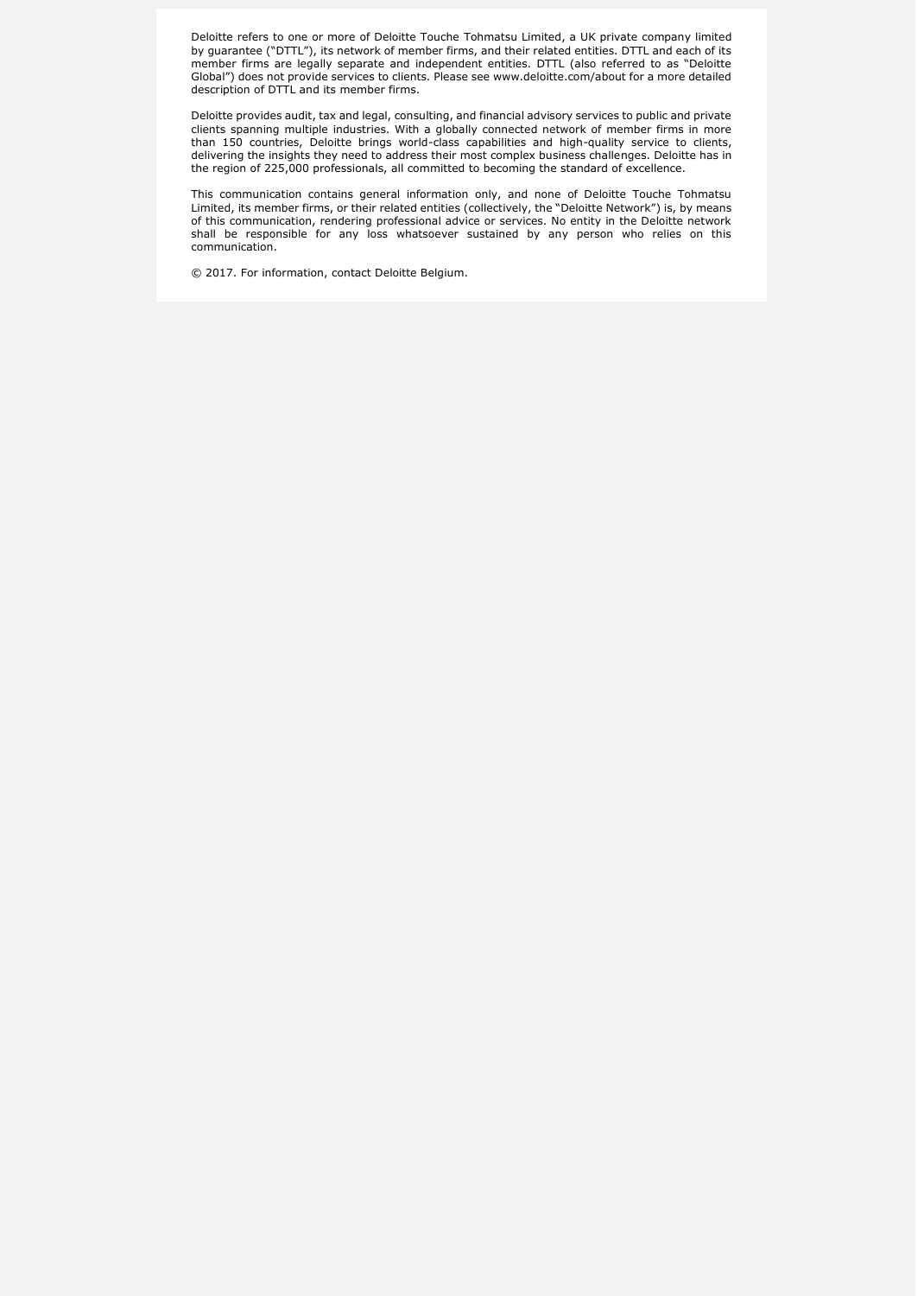Deloitte refers to one or more of Deloitte Touche Tohmatsu Limited, a UK private company limited by guarantee (“DTTL”), its network of member firms, and their related entities. DTTL and each of its member firms are legally separate and independent entities. DTTL (also referred to as “Deloitte Global”) does not provide services to clients. Please see www.deloitte.com/about for a more detailed description of DTTL and its member firms.

Deloitte provides audit, tax and legal, consulting, and financial advisory services to public and private clients spanning multiple industries. With a globally connected network of member firms in more than 150 countries, Deloitte brings world-class capabilities and high-quality service to clients, delivering the insights they need to address their most complex business challenges. Deloitte has in the region of 225,000 professionals, all committed to becoming the standard of excellence.

This communication contains general information only, and none of Deloitte Touche Tohmatsu Limited, its member firms, or their related entities (collectively, the “Deloitte Network”) is, by means of this communication, rendering professional advice or services. No entity in the Deloitte network shall be responsible for any loss whatsoever sustained by any person who relies on this communication.

© 2017. For information, contact Deloitte Belgium.